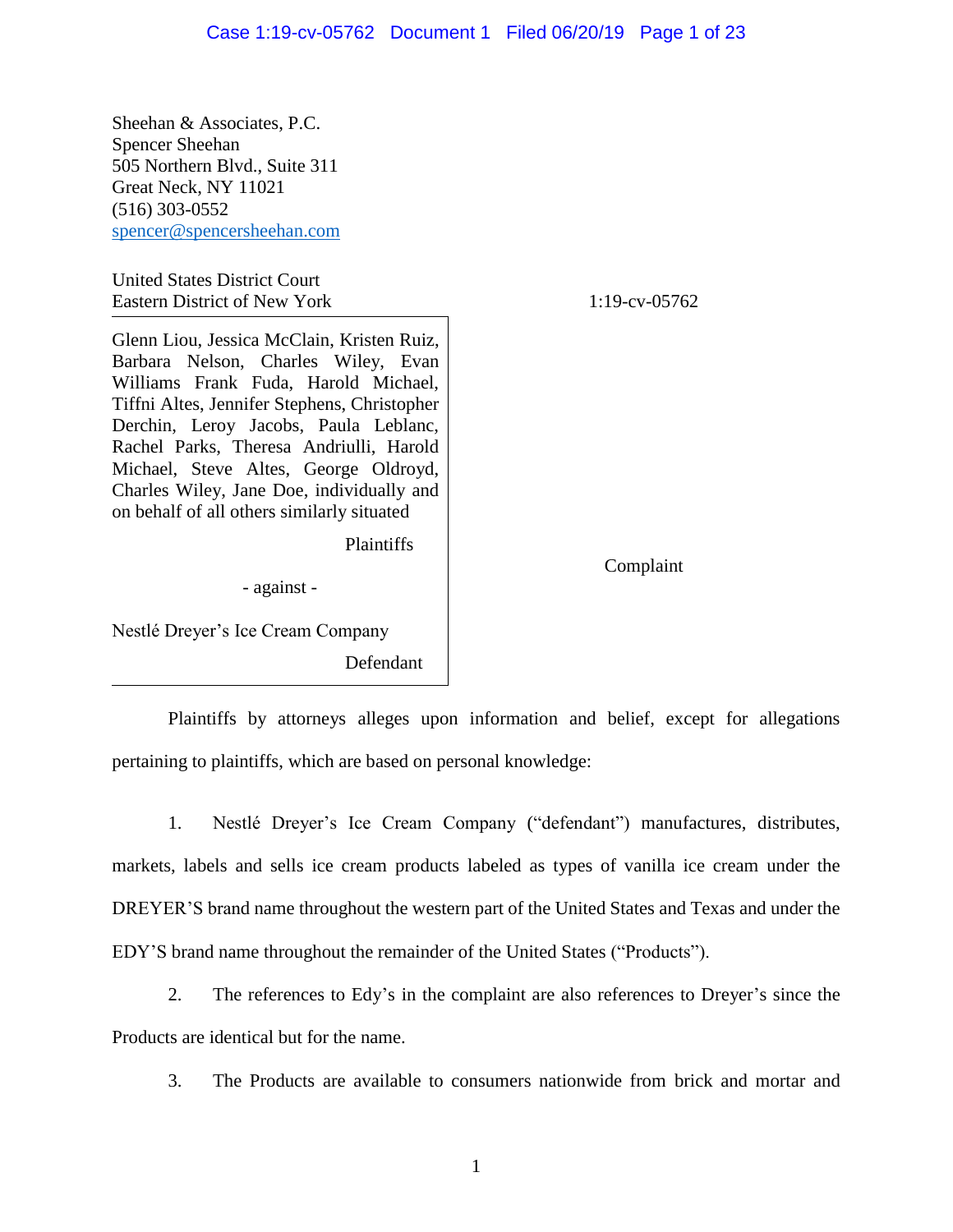Sheehan & Associates, P.C.
Spencer Sheehan
505 Northern Blvd., Suite 311
Great Neck, NY 11021
(516) 303-0552
spencer@spencersheehan.com

United States District Court
Eastern District of New York

1:19-cv-05762

Glenn Liou, Jessica McClain, Kristen Ruiz, Barbara Nelson, Charles Wiley, Evan Williams Frank Fuda, Harold Michael, Tiffni Altes, Jennifer Stephens, Christopher Derchin, Leroy Jacobs, Paula Leblanc, Rachel Parks, Theresa Andriulli, Harold Michael, Steve Altes, George Oldroyd, Charles Wiley, Jane Doe, individually and on behalf of all others similarly situated

Plaintiffs

\- against -

Nestlé Dreyer's Ice Cream Company

Defendant

Complaint

Plaintiffs by attorneys alleges upon information and belief, except for allegations pertaining to plaintiffs, which are based on personal knowledge:

1. Nestlé Dreyer's Ice Cream Company ("defendant") manufactures, distributes, markets, labels and sells ice cream products labeled as types of vanilla ice cream under the DREYER'S brand name throughout the western part of the United States and Texas and under the EDY'S brand name throughout the remainder of the United States ("Products").

2. The references to Edy's in the complaint are also references to Dreyer's since the Products are identical but for the name.

3. The Products are available to consumers nationwide from brick and mortar and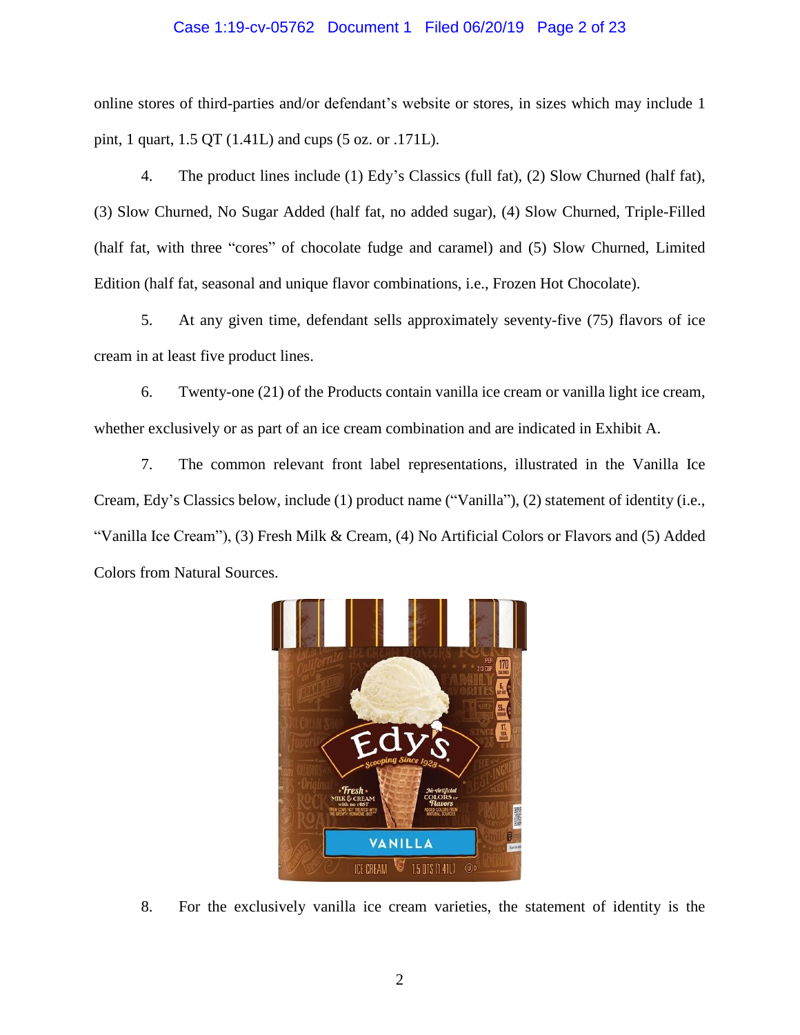online stores of third-parties and/or defendant's website or stores, in sizes which may include 1 pint, 1 quart, 1.5 QT (1.41L) and cups (5 oz. or .171L).

4. The product lines include (1) Edy's Classics (full fat), (2) Slow Churned (half fat), (3) Slow Churned, No Sugar Added (half fat, no added sugar), (4) Slow Churned, Triple-Filled (half fat, with three "cores" of chocolate fudge and caramel) and (5) Slow Churned, Limited Edition (half fat, seasonal and unique flavor combinations, i.e., Frozen Hot Chocolate).

5. At any given time, defendant sells approximately seventy-five (75) flavors of ice cream in at least five product lines.

6. Twenty-one (21) of the Products contain vanilla ice cream or vanilla light ice cream, whether exclusively or as part of an ice cream combination and are indicated in Exhibit A.

7. The common relevant front label representations, illustrated in the Vanilla Ice Cream, Edy's Classics below, include (1) product name ("Vanilla"), (2) statement of identity (i.e., "Vanilla Ice Cream"), (3) Fresh Milk & Cream, (4) No Artificial Colors or Flavors and (5) Added Colors from Natural Sources.

8. For the exclusively vanilla ice cream varieties, the statement of identity is the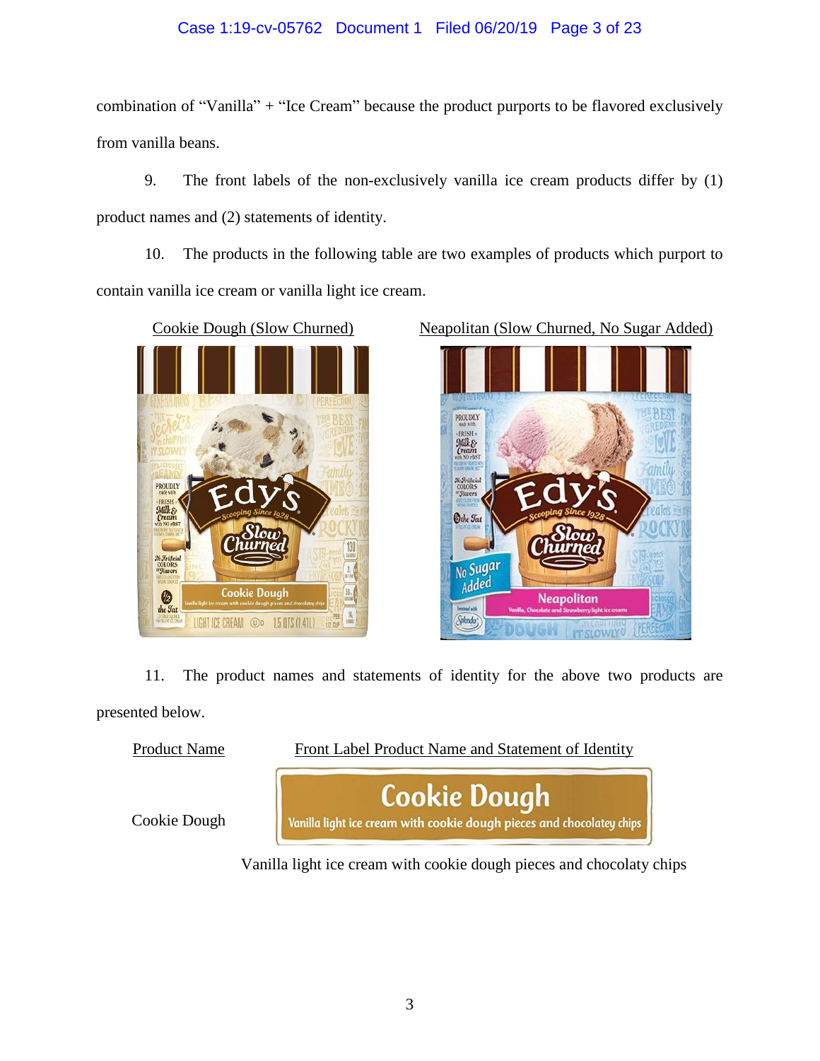combination of "Vanilla" + "Ice Cream" because the product purports to be flavored exclusively from vanilla beans.

9. The front labels of the non-exclusively vanilla ice cream products differ by (1) product names and (2) statements of identity.

10. The products in the following table are two examples of products which purport to contain vanilla ice cream or vanilla light ice cream.

| Cookie Dough (Slow Churned) | Neapolitan (Slow Churned, No Sugar Added) |
|---|---|

11. The product names and statements of identity for the above two products are presented below.

| Product Name | Front Label Product Name and Statement of Identity |
|---|---|
| Cookie Dough | Cookie Dough<br>Vanilla light ice cream with cookie dough pieces and chocolatey chips<br><br>Vanilla light ice cream with cookie dough pieces and chocolaty chips |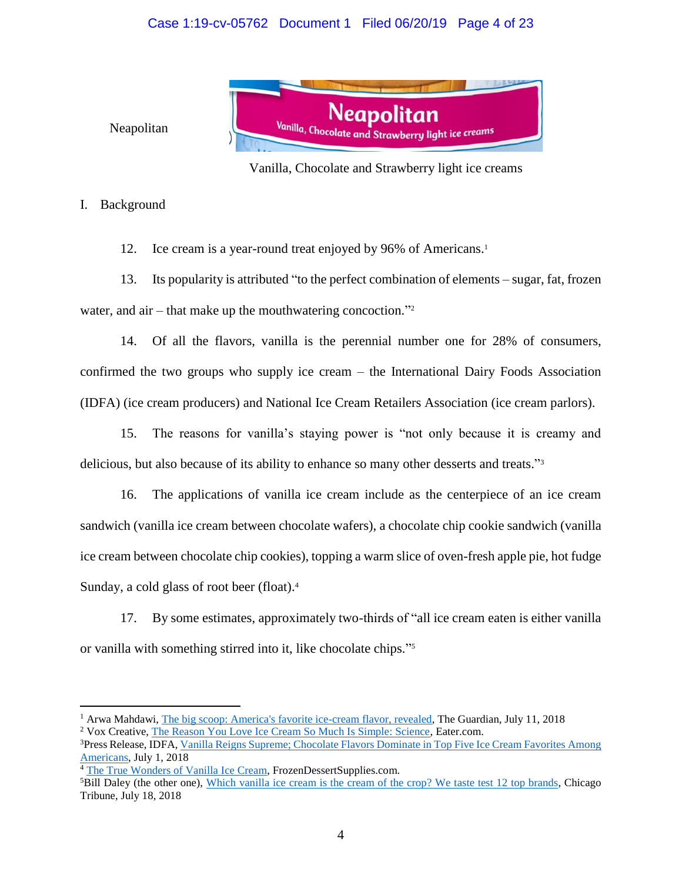Neapolitan

Vanilla, Chocolate and Strawberry light ice creams

I. Background

12. Ice cream is a year-round treat enjoyed by 96% of Americans.[1]

13. Its popularity is attributed "to the perfect combination of elements – sugar, fat, frozen water, and air – that make up the mouthwatering concoction."[2]

14. Of all the flavors, vanilla is the perennial number one for 28% of consumers, confirmed the two groups who supply ice cream – the International Dairy Foods Association (IDFA) (ice cream producers) and National Ice Cream Retailers Association (ice cream parlors).

15. The reasons for vanilla's staying power is "not only because it is creamy and delicious, but also because of its ability to enhance so many other desserts and treats."[3]

16. The applications of vanilla ice cream include as the centerpiece of an ice cream sandwich (vanilla ice cream between chocolate wafers), a chocolate chip cookie sandwich (vanilla ice cream between chocolate chip cookies), topping a warm slice of oven-fresh apple pie, hot fudge Sunday, a cold glass of root beer (float).[4]

17. By some estimates, approximately two-thirds of "all ice cream eaten is either vanilla or vanilla with something stirred into it, like chocolate chips."[5]

---

[1] Arwa Mahdawi, The big scoop: America's favorite ice-cream flavor, revealed, The Guardian, July 11, 2018

[2] Vox Creative, The Reason You Love Ice Cream So Much Is Simple: Science, Eater.com.

[3] Press Release, IDFA, Vanilla Reigns Supreme; Chocolate Flavors Dominate in Top Five Ice Cream Favorites Among Americans, July 1, 2018

[4] The True Wonders of Vanilla Ice Cream, FrozenDessertSupplies.com.

[5] Bill Daley (the other one), Which vanilla ice cream is the cream of the crop? We taste test 12 top brands, Chicago Tribune, July 18, 2018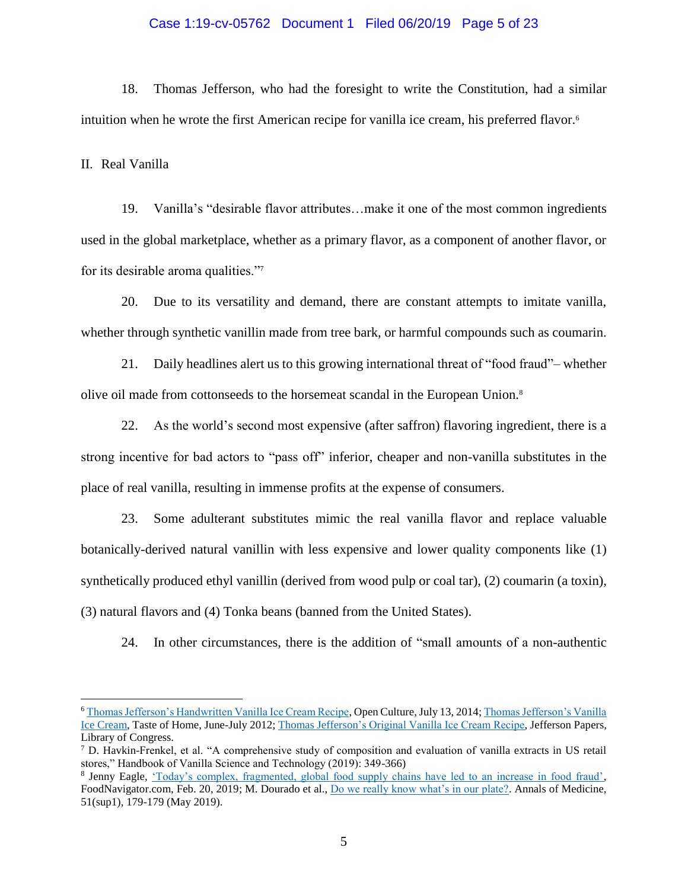18. Thomas Jefferson, who had the foresight to write the Constitution, had a similar intuition when he wrote the first American recipe for vanilla ice cream, his preferred flavor.[6]

II. Real Vanilla

19. Vanilla's "desirable flavor attributes…make it one of the most common ingredients used in the global marketplace, whether as a primary flavor, as a component of another flavor, or for its desirable aroma qualities."[7]

20. Due to its versatility and demand, there are constant attempts to imitate vanilla, whether through synthetic vanillin made from tree bark, or harmful compounds such as coumarin.

21. Daily headlines alert us to this growing international threat of "food fraud"– whether olive oil made from cottonseeds to the horsemeat scandal in the European Union.[8]

22. As the world's second most expensive (after saffron) flavoring ingredient, there is a strong incentive for bad actors to "pass off" inferior, cheaper and non-vanilla substitutes in the place of real vanilla, resulting in immense profits at the expense of consumers.

23. Some adulterant substitutes mimic the real vanilla flavor and replace valuable botanically-derived natural vanillin with less expensive and lower quality components like (1) synthetically produced ethyl vanillin (derived from wood pulp or coal tar), (2) coumarin (a toxin), (3) natural flavors and (4) Tonka beans (banned from the United States).

24. In other circumstances, there is the addition of "small amounts of a non-authentic

---

[6] Thomas Jefferson's Handwritten Vanilla Ice Cream Recipe, Open Culture, July 13, 2014; Thomas Jefferson's Vanilla Ice Cream, Taste of Home, June-July 2012; Thomas Jefferson's Original Vanilla Ice Cream Recipe, Jefferson Papers, Library of Congress.

[7] D. Havkin-Frenkel, et al. "A comprehensive study of composition and evaluation of vanilla extracts in US retail stores," Handbook of Vanilla Science and Technology (2019): 349-366)

[8] Jenny Eagle, 'Today's complex, fragmented, global food supply chains have led to an increase in food fraud', FoodNavigator.com, Feb. 20, 2019; M. Dourado et al., Do we really know what's in our plate?. Annals of Medicine, 51(sup1), 179-179 (May 2019).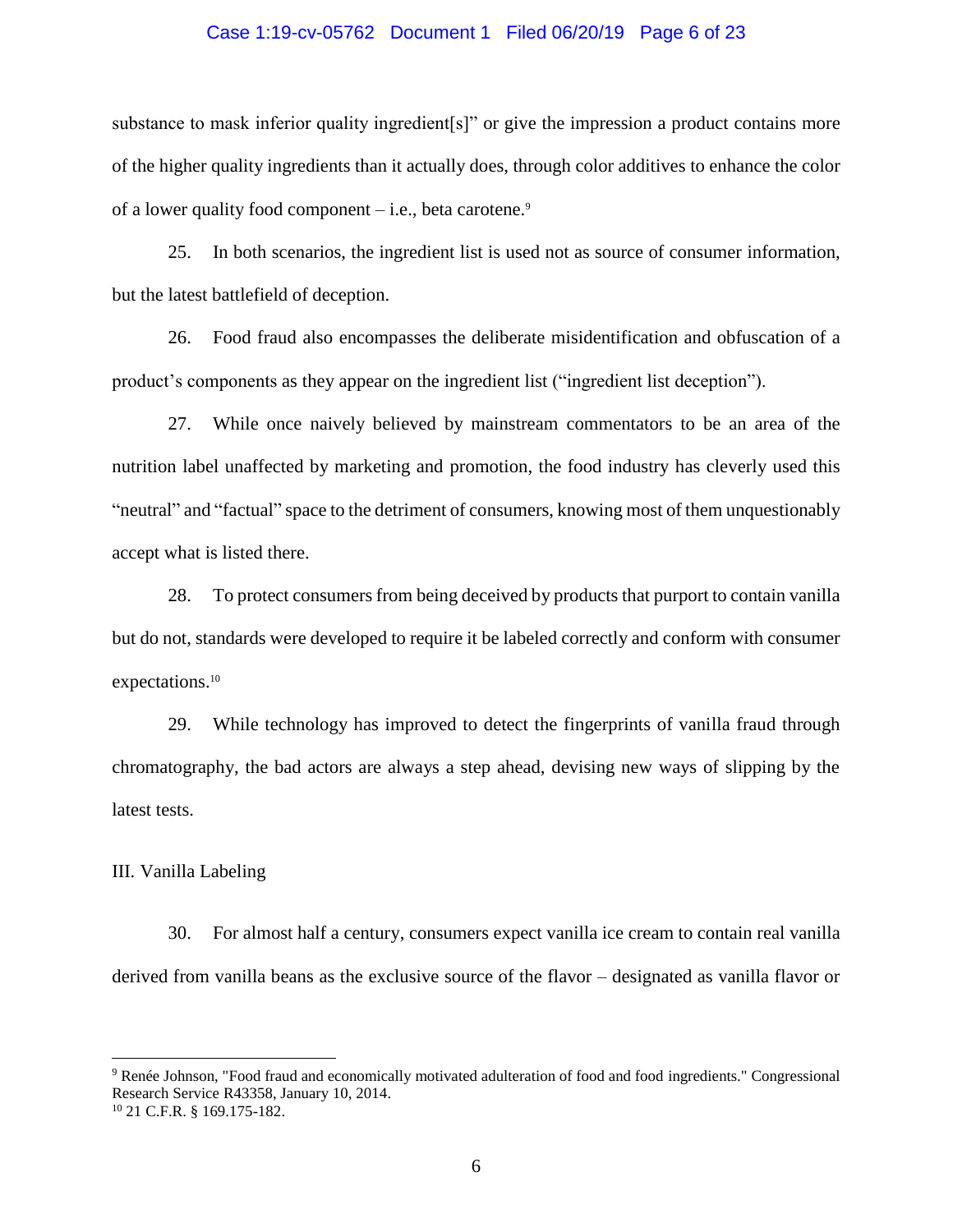substance to mask inferior quality ingredient[s]" or give the impression a product contains more of the higher quality ingredients than it actually does, through color additives to enhance the color of a lower quality food component – i.e., beta carotene.[9]

25. In both scenarios, the ingredient list is used not as source of consumer information, but the latest battlefield of deception.

26. Food fraud also encompasses the deliberate misidentification and obfuscation of a product's components as they appear on the ingredient list ("ingredient list deception").

27. While once naively believed by mainstream commentators to be an area of the nutrition label unaffected by marketing and promotion, the food industry has cleverly used this "neutral" and "factual" space to the detriment of consumers, knowing most of them unquestionably accept what is listed there.

28. To protect consumers from being deceived by products that purport to contain vanilla but do not, standards were developed to require it be labeled correctly and conform with consumer expectations.[10]

29. While technology has improved to detect the fingerprints of vanilla fraud through chromatography, the bad actors are always a step ahead, devising new ways of slipping by the latest tests.

III. Vanilla Labeling

30. For almost half a century, consumers expect vanilla ice cream to contain real vanilla derived from vanilla beans as the exclusive source of the flavor – designated as vanilla flavor or

---

[9] Renée Johnson, "Food fraud and economically motivated adulteration of food and food ingredients." Congressional Research Service R43358, January 10, 2014.

[10] 21 C.F.R. § 169.175-182.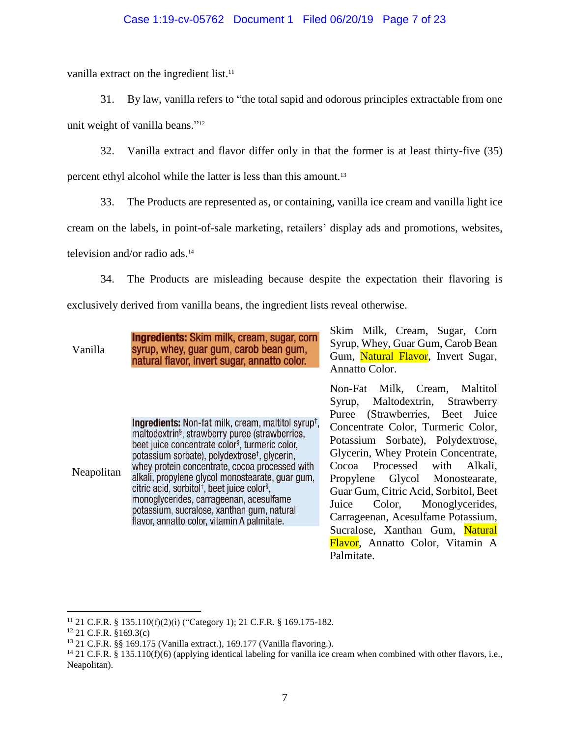vanilla extract on the ingredient list.[11]

31. By law, vanilla refers to "the total sapid and odorous principles extractable from one unit weight of vanilla beans."[12]

32. Vanilla extract and flavor differ only in that the former is at least thirty-five (35) percent ethyl alcohol while the latter is less than this amount.[13]

33. The Products are represented as, or containing, vanilla ice cream and vanilla light ice cream on the labels, in point-of-sale marketing, retailers' display ads and promotions, websites, television and/or radio ads.[14]

34. The Products are misleading because despite the expectation their flavoring is exclusively derived from vanilla beans, the ingredient lists reveal otherwise.

| | | |
|---|---|---|
| Vanilla | **Ingredients:** Skim milk, cream, sugar, corn syrup, whey, guar gum, carob bean gum, natural flavor, invert sugar, annatto color. | Skim Milk, Cream, Sugar, Corn Syrup, Whey, Guar Gum, Carob Bean Gum, Natural Flavor, Invert Sugar, Annatto Color. |
| Neapolitan | **Ingredients:** Non-fat milk, cream, maltitol syrup†, maltodextrin§, strawberry puree (strawberries, beet juice concentrate color§, turmeric color, potassium sorbate), polydextrose†, glycerin, whey protein concentrate, cocoa processed with alkali, propylene glycol monostearate, guar gum, citric acid, sorbitol†, beet juice color§, monoglycerides, carrageenan, acesulfame potassium, sucralose, xanthan gum, natural flavor, annatto color, vitamin A palmitate. | Non-Fat Milk, Cream, Maltitol Syrup, Maltodextrin, Strawberry Puree (Strawberries, Beet Juice Concentrate Color, Turmeric Color, Potassium Sorbate), Polydextrose, Glycerin, Whey Protein Concentrate, Cocoa Processed with Alkali, Propylene Glycol Monostearate, Guar Gum, Citric Acid, Sorbitol, Beet Juice Color, Monoglycerides, Carrageenan, Acesulfame Potassium, Sucralose, Xanthan Gum, Natural Flavor, Annatto Color, Vitamin A Palmitate. |

---

[11] 21 C.F.R. § 135.110(f)(2)(i) ("Category 1); 21 C.F.R. § 169.175-182.

[12] 21 C.F.R. §169.3(c)

[13] 21 C.F.R. §§ 169.175 (Vanilla extract.), 169.177 (Vanilla flavoring.).

[14] 21 C.F.R. § 135.110(f)(6) (applying identical labeling for vanilla ice cream when combined with other flavors, i.e., Neapolitan).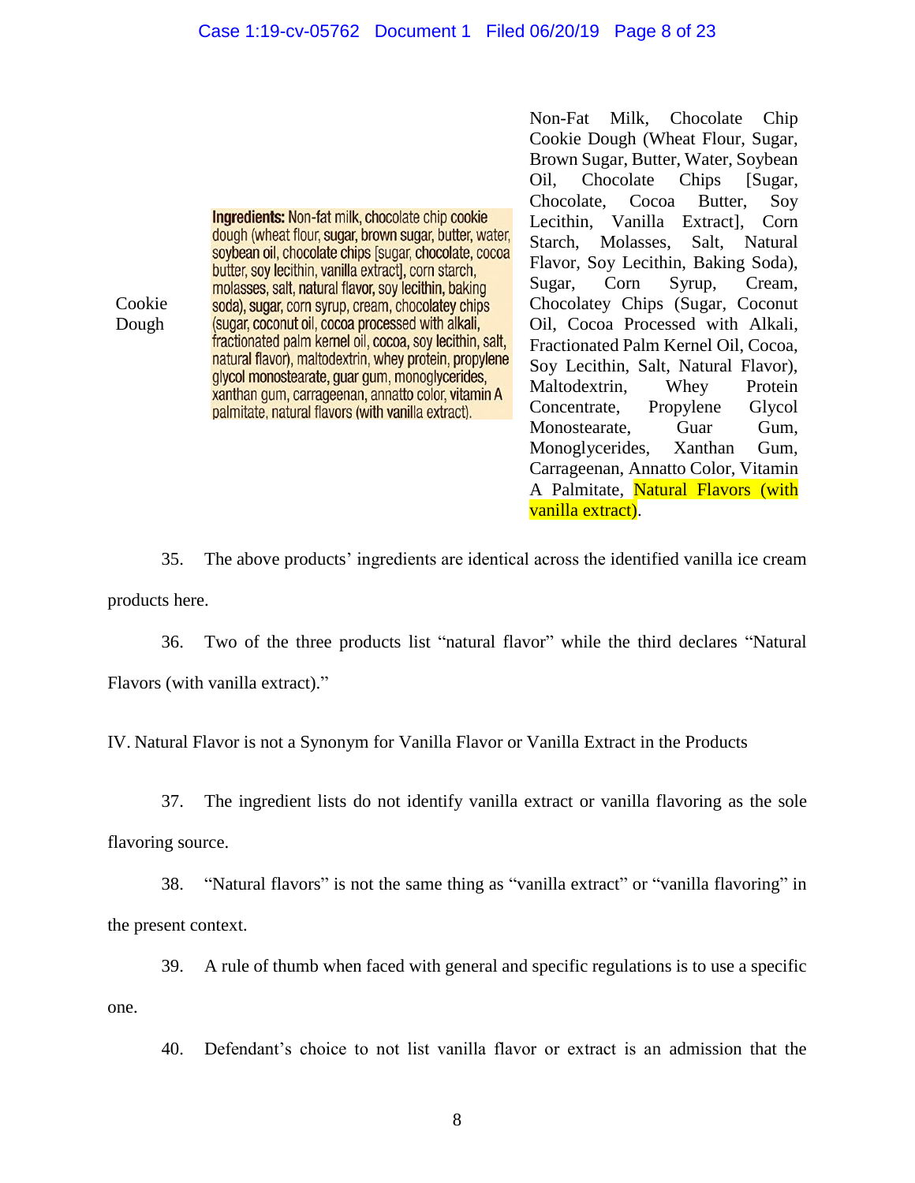| Cookie Dough | Ingredients: Non-fat milk, chocolate chip cookie dough (wheat flour, sugar, brown sugar, butter, water, soybean oil, chocolate chips [sugar, chocolate, cocoa butter, soy lecithin, vanilla extract], corn starch, molasses, salt, natural flavor, soy lecithin, baking soda), sugar, corn syrup, cream, chocolatey chips (sugar, coconut oil, cocoa processed with alkali, fractionated palm kernel oil, cocoa, soy lecithin, salt, natural flavor), maltodextrin, whey protein, propylene glycol monostearate, guar gum, monoglycerides, xanthan gum, carrageenan, annatto color, vitamin A palmitate, natural flavors (with vanilla extract). | Non-Fat Milk, Chocolate Chip Cookie Dough (Wheat Flour, Sugar, Brown Sugar, Butter, Water, Soybean Oil, Chocolate Chips [Sugar, Chocolate, Cocoa Butter, Soy Lecithin, Vanilla Extract], Corn Starch, Molasses, Salt, Natural Flavor, Soy Lecithin, Baking Soda), Sugar, Corn Syrup, Cream, Chocolatey Chips (Sugar, Coconut Oil, Cocoa Processed with Alkali, Fractionated Palm Kernel Oil, Cocoa, Soy Lecithin, Salt, Natural Flavor), Maltodextrin, Whey Protein Concentrate, Propylene Glycol Monostearate, Guar Gum, Monoglycerides, Xanthan Gum, Carrageenan, Annatto Color, Vitamin A Palmitate, Natural Flavors (with vanilla extract). |
|---|---|---|

35. The above products' ingredients are identical across the identified vanilla ice cream products here.

36. Two of the three products list "natural flavor" while the third declares "Natural Flavors (with vanilla extract)."

IV. Natural Flavor is not a Synonym for Vanilla Flavor or Vanilla Extract in the Products

37. The ingredient lists do not identify vanilla extract or vanilla flavoring as the sole flavoring source.

38. "Natural flavors" is not the same thing as "vanilla extract" or "vanilla flavoring" in the present context.

39. A rule of thumb when faced with general and specific regulations is to use a specific one.

40. Defendant's choice to not list vanilla flavor or extract is an admission that the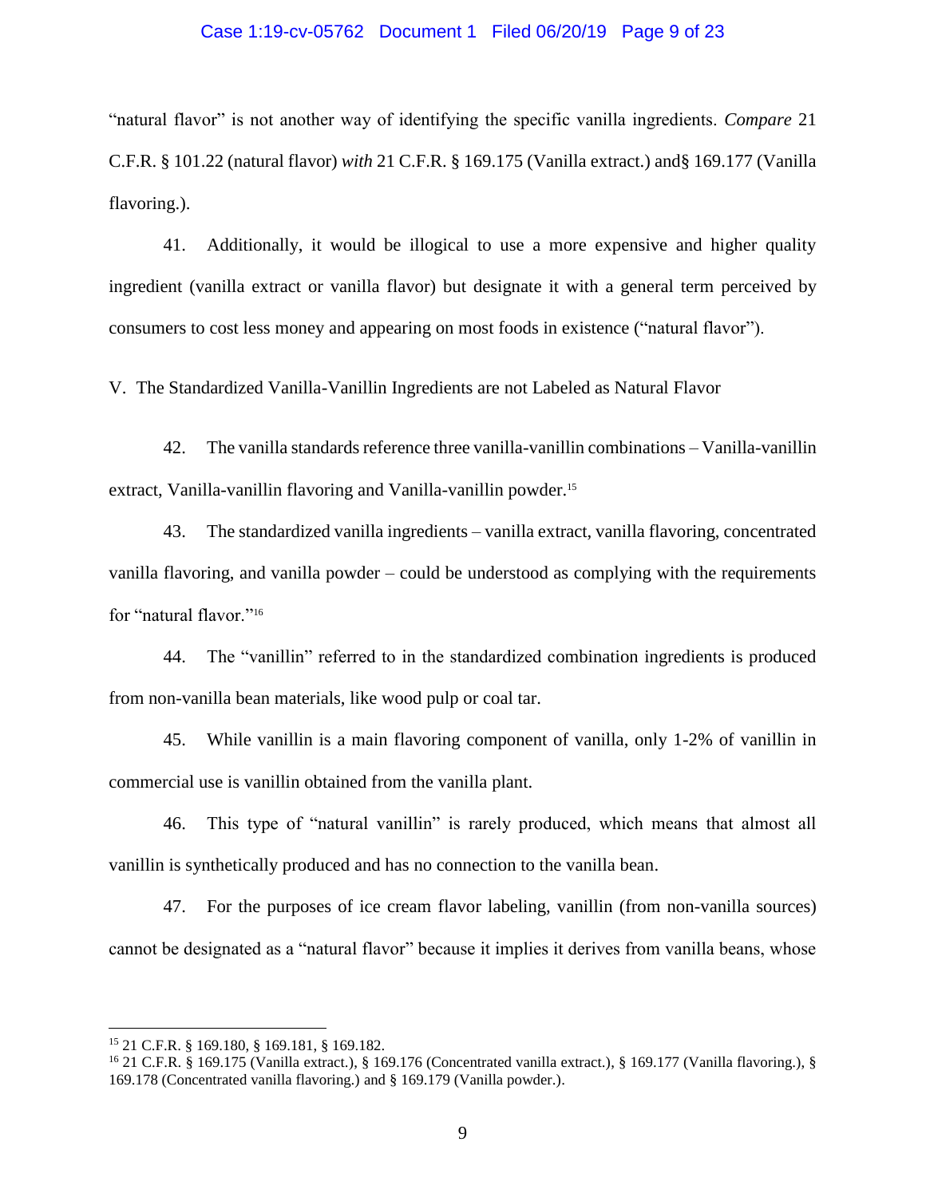"natural flavor" is not another way of identifying the specific vanilla ingredients. *Compare* 21 C.F.R. § 101.22 (natural flavor) *with* 21 C.F.R. § 169.175 (Vanilla extract.) and§ 169.177 (Vanilla flavoring.).

41. Additionally, it would be illogical to use a more expensive and higher quality ingredient (vanilla extract or vanilla flavor) but designate it with a general term perceived by consumers to cost less money and appearing on most foods in existence ("natural flavor").

V. The Standardized Vanilla-Vanillin Ingredients are not Labeled as Natural Flavor

42. The vanilla standards reference three vanilla-vanillin combinations – Vanilla-vanillin extract, Vanilla-vanillin flavoring and Vanilla-vanillin powder.[15]

43. The standardized vanilla ingredients – vanilla extract, vanilla flavoring, concentrated vanilla flavoring, and vanilla powder – could be understood as complying with the requirements for "natural flavor."[16]

44. The "vanillin" referred to in the standardized combination ingredients is produced from non-vanilla bean materials, like wood pulp or coal tar.

45. While vanillin is a main flavoring component of vanilla, only 1-2% of vanillin in commercial use is vanillin obtained from the vanilla plant.

46. This type of "natural vanillin" is rarely produced, which means that almost all vanillin is synthetically produced and has no connection to the vanilla bean.

47. For the purposes of ice cream flavor labeling, vanillin (from non-vanilla sources) cannot be designated as a "natural flavor" because it implies it derives from vanilla beans, whose

[15] 21 C.F.R. § 169.180, § 169.181, § 169.182.

[16] 21 C.F.R. § 169.175 (Vanilla extract.), § 169.176 (Concentrated vanilla extract.), § 169.177 (Vanilla flavoring.), § 169.178 (Concentrated vanilla flavoring.) and § 169.179 (Vanilla powder.).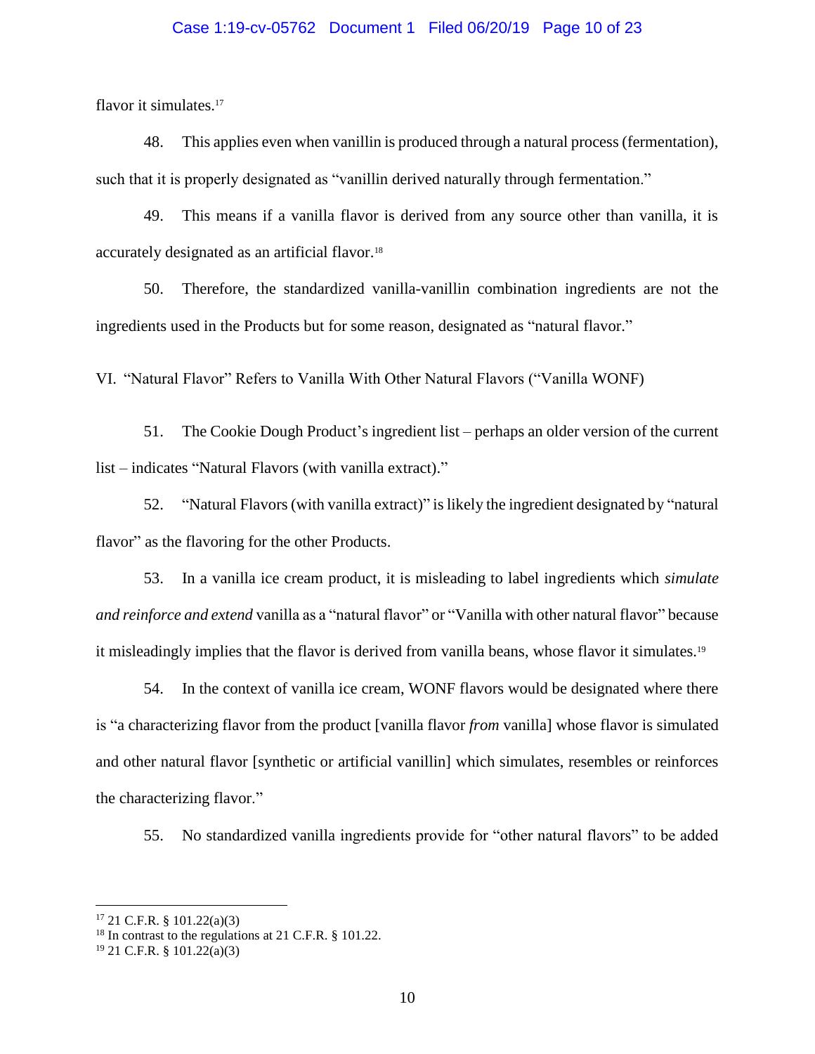flavor it simulates.[17]

48. This applies even when vanillin is produced through a natural process (fermentation), such that it is properly designated as "vanillin derived naturally through fermentation."

49. This means if a vanilla flavor is derived from any source other than vanilla, it is accurately designated as an artificial flavor.[18]

50. Therefore, the standardized vanilla-vanillin combination ingredients are not the ingredients used in the Products but for some reason, designated as "natural flavor."

## VI. "Natural Flavor" Refers to Vanilla With Other Natural Flavors ("Vanilla WONF)

51. The Cookie Dough Product's ingredient list – perhaps an older version of the current list – indicates "Natural Flavors (with vanilla extract)."

52. "Natural Flavors (with vanilla extract)" is likely the ingredient designated by "natural flavor" as the flavoring for the other Products.

53. In a vanilla ice cream product, it is misleading to label ingredients which *simulate and reinforce and extend* vanilla as a "natural flavor" or "Vanilla with other natural flavor" because it misleadingly implies that the flavor is derived from vanilla beans, whose flavor it simulates.[19]

54. In the context of vanilla ice cream, WONF flavors would be designated where there is "a characterizing flavor from the product [vanilla flavor *from* vanilla] whose flavor is simulated and other natural flavor [synthetic or artificial vanillin] which simulates, resembles or reinforces the characterizing flavor."

55. No standardized vanilla ingredients provide for "other natural flavors" to be added

---

[17] 21 C.F.R. § 101.22(a)(3)

[18] In contrast to the regulations at 21 C.F.R. § 101.22.

[19] 21 C.F.R. § 101.22(a)(3)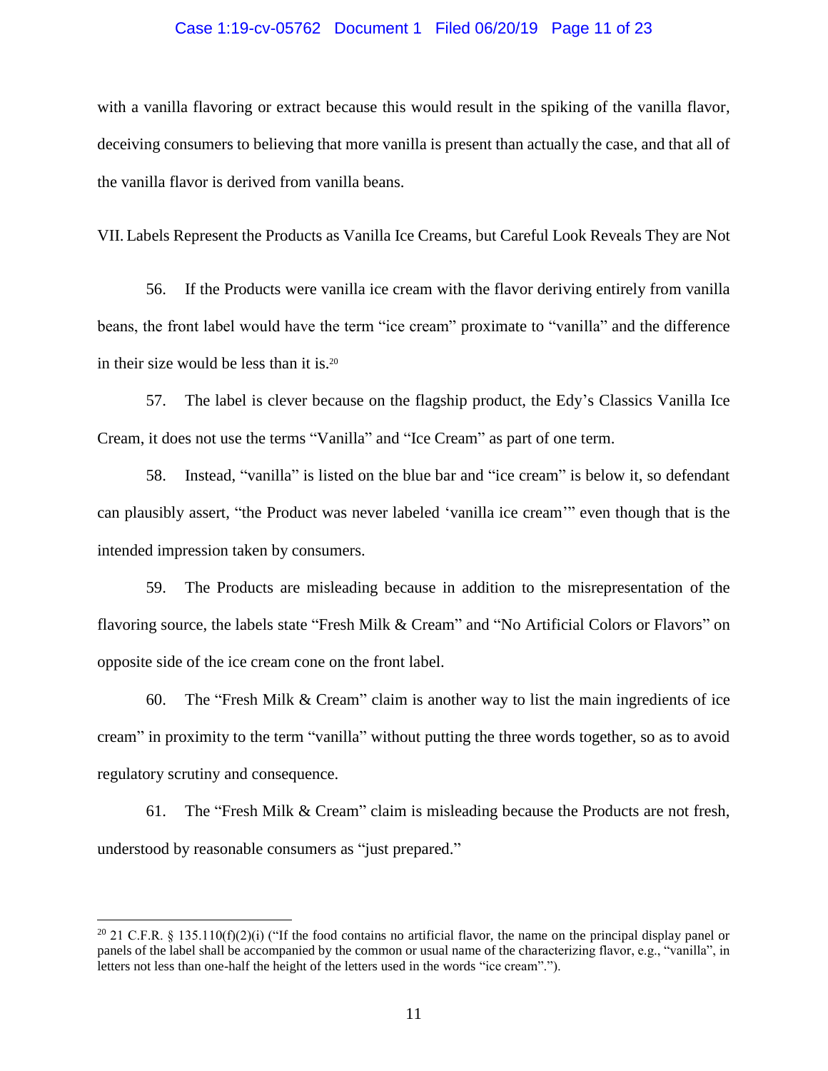with a vanilla flavoring or extract because this would result in the spiking of the vanilla flavor, deceiving consumers to believing that more vanilla is present than actually the case, and that all of the vanilla flavor is derived from vanilla beans.

VII. Labels Represent the Products as Vanilla Ice Creams, but Careful Look Reveals They are Not

56. If the Products were vanilla ice cream with the flavor deriving entirely from vanilla beans, the front label would have the term "ice cream" proximate to "vanilla" and the difference in their size would be less than it is.[20]

57. The label is clever because on the flagship product, the Edy's Classics Vanilla Ice Cream, it does not use the terms "Vanilla" and "Ice Cream" as part of one term.

58. Instead, "vanilla" is listed on the blue bar and "ice cream" is below it, so defendant can plausibly assert, "the Product was never labeled 'vanilla ice cream'" even though that is the intended impression taken by consumers.

59. The Products are misleading because in addition to the misrepresentation of the flavoring source, the labels state "Fresh Milk & Cream" and "No Artificial Colors or Flavors" on opposite side of the ice cream cone on the front label.

60. The "Fresh Milk & Cream" claim is another way to list the main ingredients of ice cream" in proximity to the term "vanilla" without putting the three words together, so as to avoid regulatory scrutiny and consequence.

61. The "Fresh Milk & Cream" claim is misleading because the Products are not fresh, understood by reasonable consumers as "just prepared."

---

[20] 21 C.F.R. § 135.110(f)(2)(i) ("If the food contains no artificial flavor, the name on the principal display panel or panels of the label shall be accompanied by the common or usual name of the characterizing flavor, e.g., "vanilla", in letters not less than one-half the height of the letters used in the words "ice cream".").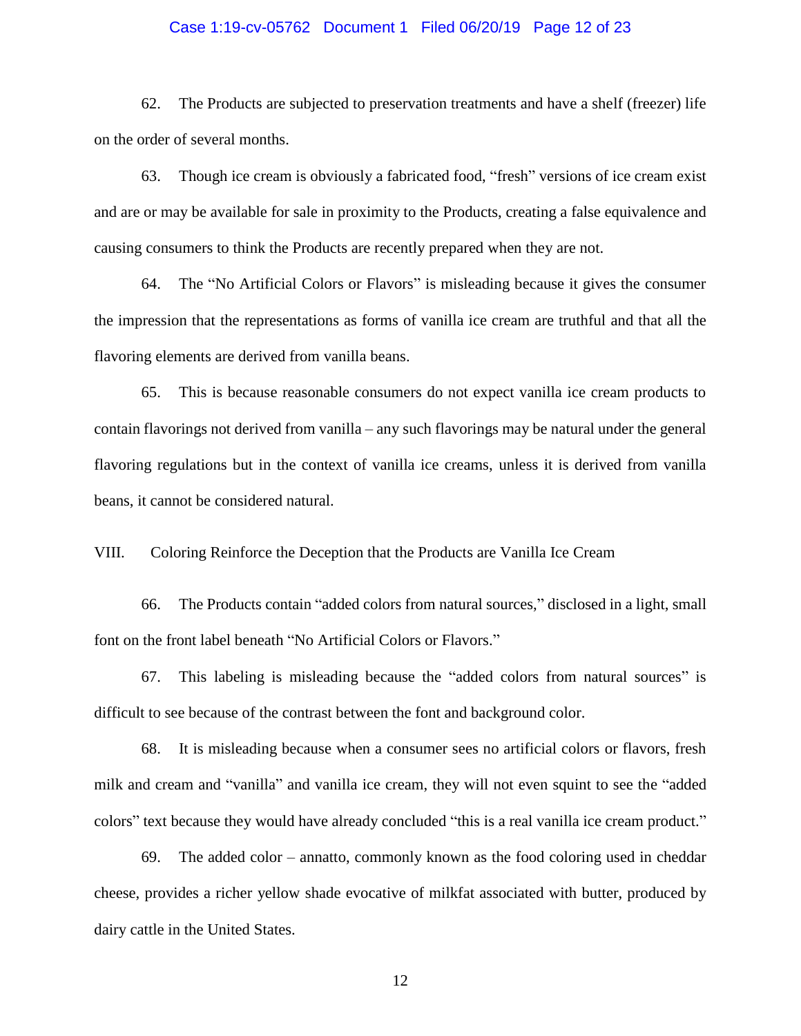62. The Products are subjected to preservation treatments and have a shelf (freezer) life on the order of several months.

63. Though ice cream is obviously a fabricated food, "fresh" versions of ice cream exist and are or may be available for sale in proximity to the Products, creating a false equivalence and causing consumers to think the Products are recently prepared when they are not.

64. The "No Artificial Colors or Flavors" is misleading because it gives the consumer the impression that the representations as forms of vanilla ice cream are truthful and that all the flavoring elements are derived from vanilla beans.

65. This is because reasonable consumers do not expect vanilla ice cream products to contain flavorings not derived from vanilla – any such flavorings may be natural under the general flavoring regulations but in the context of vanilla ice creams, unless it is derived from vanilla beans, it cannot be considered natural.

VIII. Coloring Reinforce the Deception that the Products are Vanilla Ice Cream

66. The Products contain "added colors from natural sources," disclosed in a light, small font on the front label beneath "No Artificial Colors or Flavors."

67. This labeling is misleading because the "added colors from natural sources" is difficult to see because of the contrast between the font and background color.

68. It is misleading because when a consumer sees no artificial colors or flavors, fresh milk and cream and "vanilla" and vanilla ice cream, they will not even squint to see the "added colors" text because they would have already concluded "this is a real vanilla ice cream product."

69. The added color – annatto, commonly known as the food coloring used in cheddar cheese, provides a richer yellow shade evocative of milkfat associated with butter, produced by dairy cattle in the United States.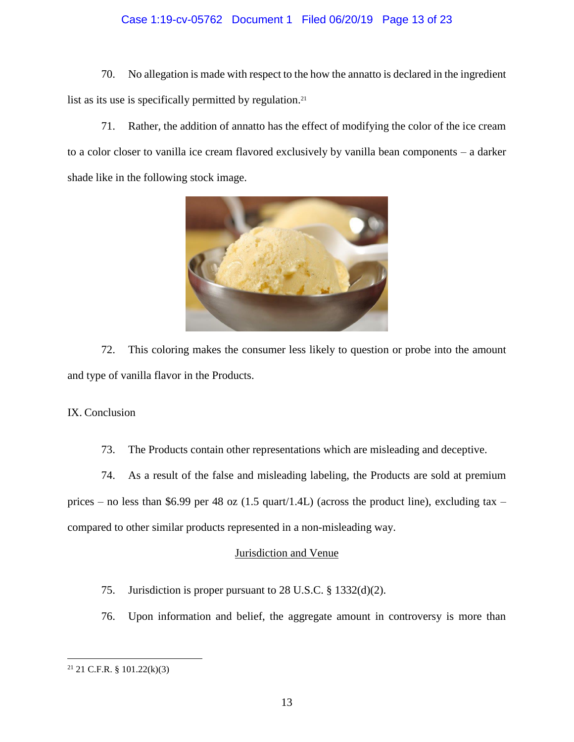70. No allegation is made with respect to the how the annatto is declared in the ingredient list as its use is specifically permitted by regulation.[21]

71. Rather, the addition of annatto has the effect of modifying the color of the ice cream to a color closer to vanilla ice cream flavored exclusively by vanilla bean components – a darker shade like in the following stock image.

72. This coloring makes the consumer less likely to question or probe into the amount and type of vanilla flavor in the Products.

IX. Conclusion

73. The Products contain other representations which are misleading and deceptive.

74. As a result of the false and misleading labeling, the Products are sold at premium prices – no less than $6.99 per 48 oz (1.5 quart/1.4L) (across the product line), excluding tax – compared to other similar products represented in a non-misleading way.

## Jurisdiction and Venue

75. Jurisdiction is proper pursuant to 28 U.S.C. § 1332(d)(2).

76. Upon information and belief, the aggregate amount in controversy is more than

---

[21] 21 C.F.R. § 101.22(k)(3)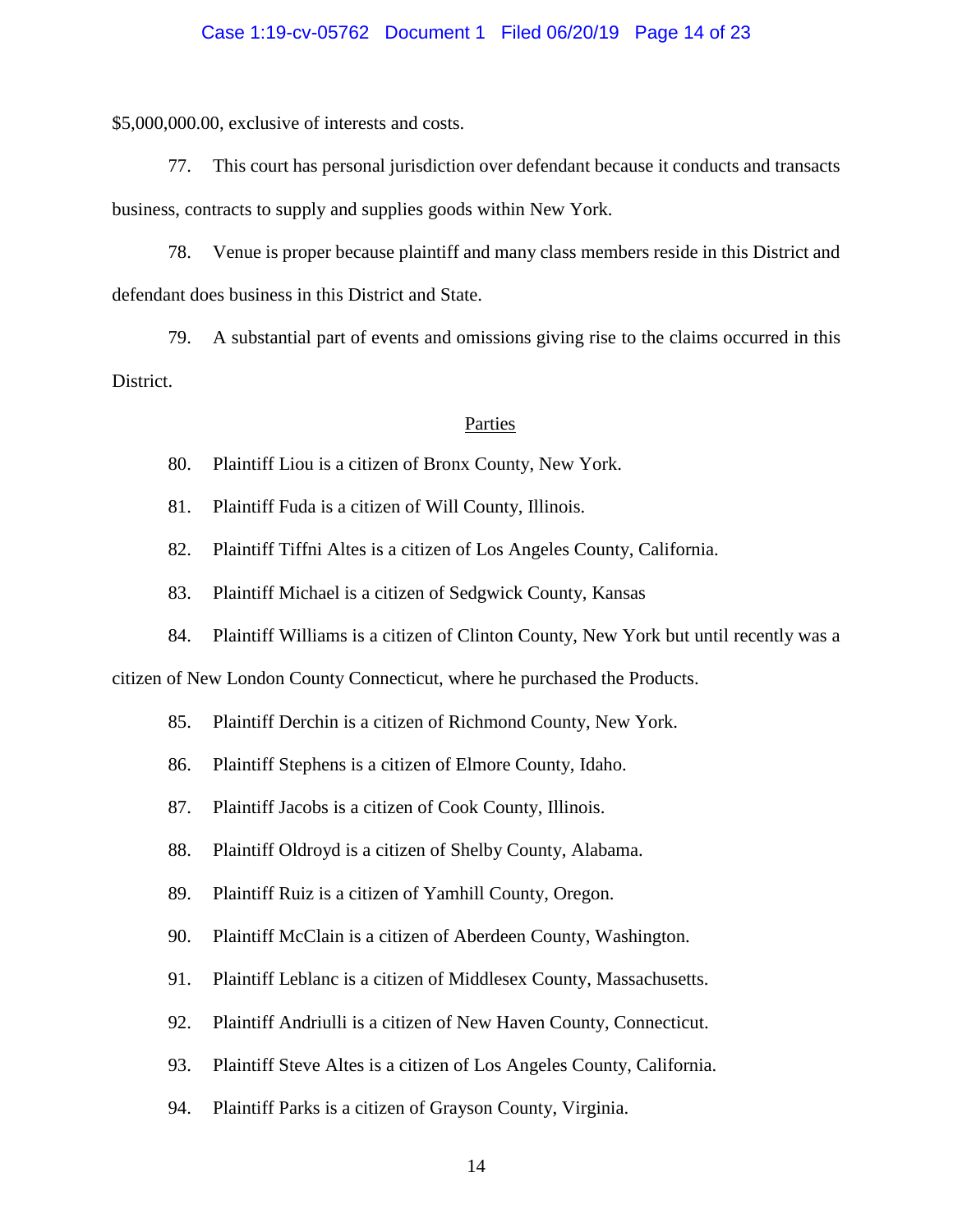$5,000,000.00, exclusive of interests and costs.

77. This court has personal jurisdiction over defendant because it conducts and transacts business, contracts to supply and supplies goods within New York.

78. Venue is proper because plaintiff and many class members reside in this District and defendant does business in this District and State.

79. A substantial part of events and omissions giving rise to the claims occurred in this District.

<u>Parties</u>

80. Plaintiff Liou is a citizen of Bronx County, New York.

81. Plaintiff Fuda is a citizen of Will County, Illinois.

82. Plaintiff Tiffni Altes is a citizen of Los Angeles County, California.

83. Plaintiff Michael is a citizen of Sedgwick County, Kansas

84. Plaintiff Williams is a citizen of Clinton County, New York but until recently was a citizen of New London County Connecticut, where he purchased the Products.

85. Plaintiff Derchin is a citizen of Richmond County, New York.

86. Plaintiff Stephens is a citizen of Elmore County, Idaho.

87. Plaintiff Jacobs is a citizen of Cook County, Illinois.

88. Plaintiff Oldroyd is a citizen of Shelby County, Alabama.

89. Plaintiff Ruiz is a citizen of Yamhill County, Oregon.

90. Plaintiff McClain is a citizen of Aberdeen County, Washington.

91. Plaintiff Leblanc is a citizen of Middlesex County, Massachusetts.

92. Plaintiff Andriulli is a citizen of New Haven County, Connecticut.

93. Plaintiff Steve Altes is a citizen of Los Angeles County, California.

94. Plaintiff Parks is a citizen of Grayson County, Virginia.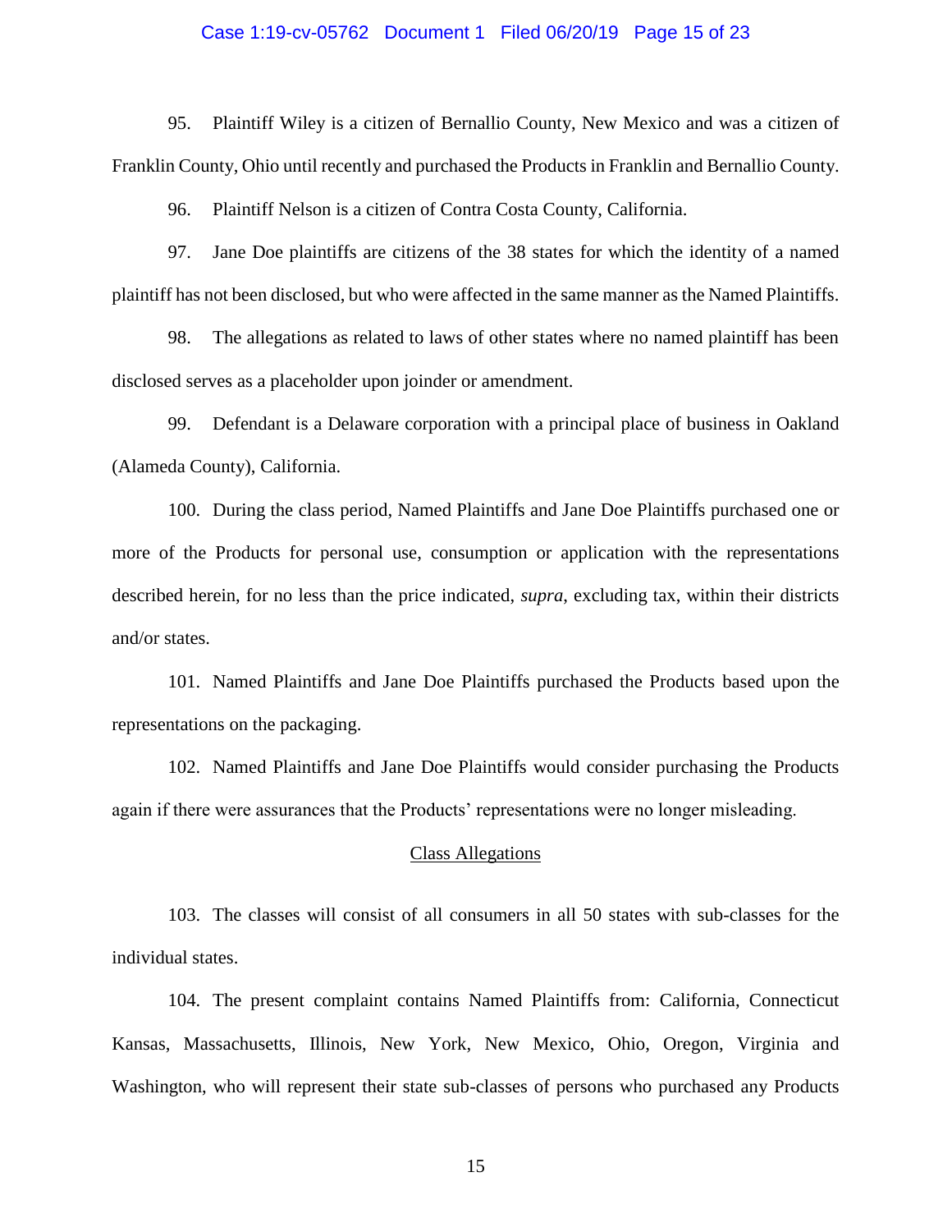95. Plaintiff Wiley is a citizen of Bernallio County, New Mexico and was a citizen of Franklin County, Ohio until recently and purchased the Products in Franklin and Bernallio County.

96. Plaintiff Nelson is a citizen of Contra Costa County, California.

97. Jane Doe plaintiffs are citizens of the 38 states for which the identity of a named plaintiff has not been disclosed, but who were affected in the same manner as the Named Plaintiffs.

98. The allegations as related to laws of other states where no named plaintiff has been disclosed serves as a placeholder upon joinder or amendment.

99. Defendant is a Delaware corporation with a principal place of business in Oakland (Alameda County), California.

100. During the class period, Named Plaintiffs and Jane Doe Plaintiffs purchased one or more of the Products for personal use, consumption or application with the representations described herein, for no less than the price indicated, *supra*, excluding tax, within their districts and/or states.

101. Named Plaintiffs and Jane Doe Plaintiffs purchased the Products based upon the representations on the packaging.

102. Named Plaintiffs and Jane Doe Plaintiffs would consider purchasing the Products again if there were assurances that the Products' representations were no longer misleading.

## Class Allegations

103. The classes will consist of all consumers in all 50 states with sub-classes for the individual states.

104. The present complaint contains Named Plaintiffs from: California, Connecticut Kansas, Massachusetts, Illinois, New York, New Mexico, Ohio, Oregon, Virginia and Washington, who will represent their state sub-classes of persons who purchased any Products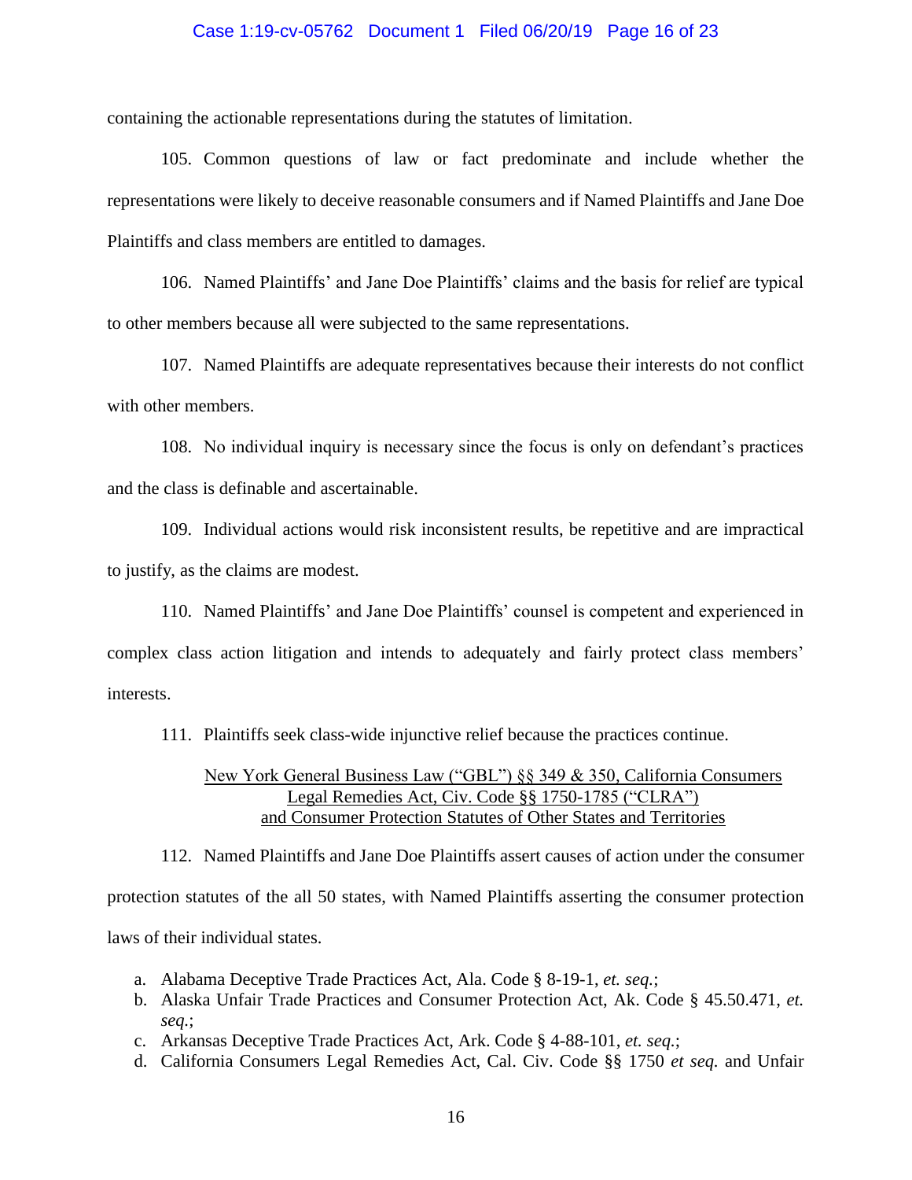containing the actionable representations during the statutes of limitation.

105. Common questions of law or fact predominate and include whether the representations were likely to deceive reasonable consumers and if Named Plaintiffs and Jane Doe Plaintiffs and class members are entitled to damages.

106. Named Plaintiffs' and Jane Doe Plaintiffs' claims and the basis for relief are typical to other members because all were subjected to the same representations.

107. Named Plaintiffs are adequate representatives because their interests do not conflict with other members.

108. No individual inquiry is necessary since the focus is only on defendant's practices and the class is definable and ascertainable.

109. Individual actions would risk inconsistent results, be repetitive and are impractical to justify, as the claims are modest.

110. Named Plaintiffs' and Jane Doe Plaintiffs' counsel is competent and experienced in complex class action litigation and intends to adequately and fairly protect class members' interests.

111. Plaintiffs seek class-wide injunctive relief because the practices continue.

<u>New York General Business Law ("GBL") §§ 349 & 350, California Consumers Legal Remedies Act, Civ. Code §§ 1750-1785 ("CLRA") and Consumer Protection Statutes of Other States and Territories</u>

112. Named Plaintiffs and Jane Doe Plaintiffs assert causes of action under the consumer protection statutes of the all 50 states, with Named Plaintiffs asserting the consumer protection laws of their individual states.

a. Alabama Deceptive Trade Practices Act, Ala. Code § 8-19-1, *et. seq.*;
b. Alaska Unfair Trade Practices and Consumer Protection Act, Ak. Code § 45.50.471, *et. seq.*;
c. Arkansas Deceptive Trade Practices Act, Ark. Code § 4-88-101, *et. seq.*;
d. California Consumers Legal Remedies Act, Cal. Civ. Code §§ 1750 *et seq.* and Unfair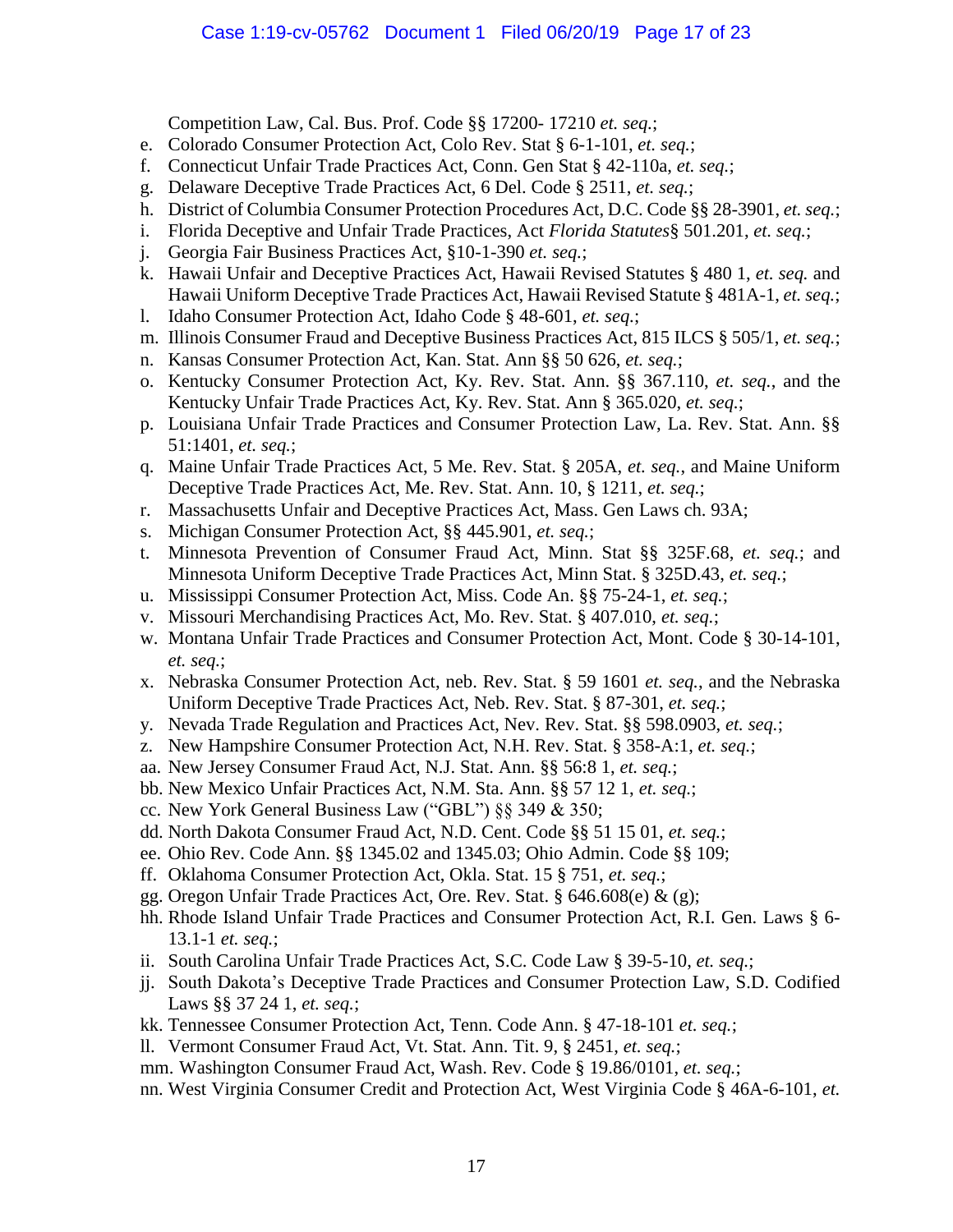Competition Law, Cal. Bus. Prof. Code §§ 17200- 17210 *et. seq.*;

e. Colorado Consumer Protection Act, Colo Rev. Stat § 6-1-101, *et. seq.*;
f. Connecticut Unfair Trade Practices Act, Conn. Gen Stat § 42-110a, *et. seq.*;
g. Delaware Deceptive Trade Practices Act, 6 Del. Code § 2511, *et. seq.*;
h. District of Columbia Consumer Protection Procedures Act, D.C. Code §§ 28-3901, *et. seq.*;
i. Florida Deceptive and Unfair Trade Practices, Act *Florida Statutes*§ 501.201, *et. seq.*;
j. Georgia Fair Business Practices Act, §10-1-390 *et. seq.*;
k. Hawaii Unfair and Deceptive Practices Act, Hawaii Revised Statutes § 480 1, *et. seq.* and Hawaii Uniform Deceptive Trade Practices Act, Hawaii Revised Statute § 481A-1, *et. seq.*;
l. Idaho Consumer Protection Act, Idaho Code § 48-601, *et. seq.*;
m. Illinois Consumer Fraud and Deceptive Business Practices Act, 815 ILCS § 505/1, *et. seq.*;
n. Kansas Consumer Protection Act, Kan. Stat. Ann §§ 50 626, *et. seq.*;
o. Kentucky Consumer Protection Act, Ky. Rev. Stat. Ann. §§ 367.110, *et. seq.*, and the Kentucky Unfair Trade Practices Act, Ky. Rev. Stat. Ann § 365.020, *et. seq.*;
p. Louisiana Unfair Trade Practices and Consumer Protection Law, La. Rev. Stat. Ann. §§ 51:1401, *et. seq.*;
q. Maine Unfair Trade Practices Act, 5 Me. Rev. Stat. § 205A, *et. seq.*, and Maine Uniform Deceptive Trade Practices Act, Me. Rev. Stat. Ann. 10, § 1211, *et. seq.*;
r. Massachusetts Unfair and Deceptive Practices Act, Mass. Gen Laws ch. 93A;
s. Michigan Consumer Protection Act, §§ 445.901, *et. seq.*;
t. Minnesota Prevention of Consumer Fraud Act, Minn. Stat §§ 325F.68, *et. seq.*; and Minnesota Uniform Deceptive Trade Practices Act, Minn Stat. § 325D.43, *et. seq.*;
u. Mississippi Consumer Protection Act, Miss. Code An. §§ 75-24-1, *et. seq.*;
v. Missouri Merchandising Practices Act, Mo. Rev. Stat. § 407.010, *et. seq.*;
w. Montana Unfair Trade Practices and Consumer Protection Act, Mont. Code § 30-14-101, *et. seq.*;
x. Nebraska Consumer Protection Act, neb. Rev. Stat. § 59 1601 *et. seq.*, and the Nebraska Uniform Deceptive Trade Practices Act, Neb. Rev. Stat. § 87-301, *et. seq.*;
y. Nevada Trade Regulation and Practices Act, Nev. Rev. Stat. §§ 598.0903, *et. seq.*;
z. New Hampshire Consumer Protection Act, N.H. Rev. Stat. § 358-A:1, *et. seq.*;

aa. New Jersey Consumer Fraud Act, N.J. Stat. Ann. §§ 56:8 1, *et. seq.*;

bb. New Mexico Unfair Practices Act, N.M. Sta. Ann. §§ 57 12 1, *et. seq.*;

cc. New York General Business Law ("GBL") §§ 349 & 350;

dd. North Dakota Consumer Fraud Act, N.D. Cent. Code §§ 51 15 01, *et. seq.*;

ee. Ohio Rev. Code Ann. §§ 1345.02 and 1345.03; Ohio Admin. Code §§ 109;

ff. Oklahoma Consumer Protection Act, Okla. Stat. 15 § 751, *et. seq.*;

gg. Oregon Unfair Trade Practices Act, Ore. Rev. Stat. § 646.608(e) & (g);

hh. Rhode Island Unfair Trade Practices and Consumer Protection Act, R.I. Gen. Laws § 6-13.1-1 *et. seq.*;

ii. South Carolina Unfair Trade Practices Act, S.C. Code Law § 39-5-10, *et. seq.*;

jj. South Dakota's Deceptive Trade Practices and Consumer Protection Law, S.D. Codified Laws §§ 37 24 1, *et. seq.*;

kk. Tennessee Consumer Protection Act, Tenn. Code Ann. § 47-18-101 *et. seq.*;

ll. Vermont Consumer Fraud Act, Vt. Stat. Ann. Tit. 9, § 2451, *et. seq.*;

mm. Washington Consumer Fraud Act, Wash. Rev. Code § 19.86/0101, *et. seq.*;

nn. West Virginia Consumer Credit and Protection Act, West Virginia Code § 46A-6-101, *et.*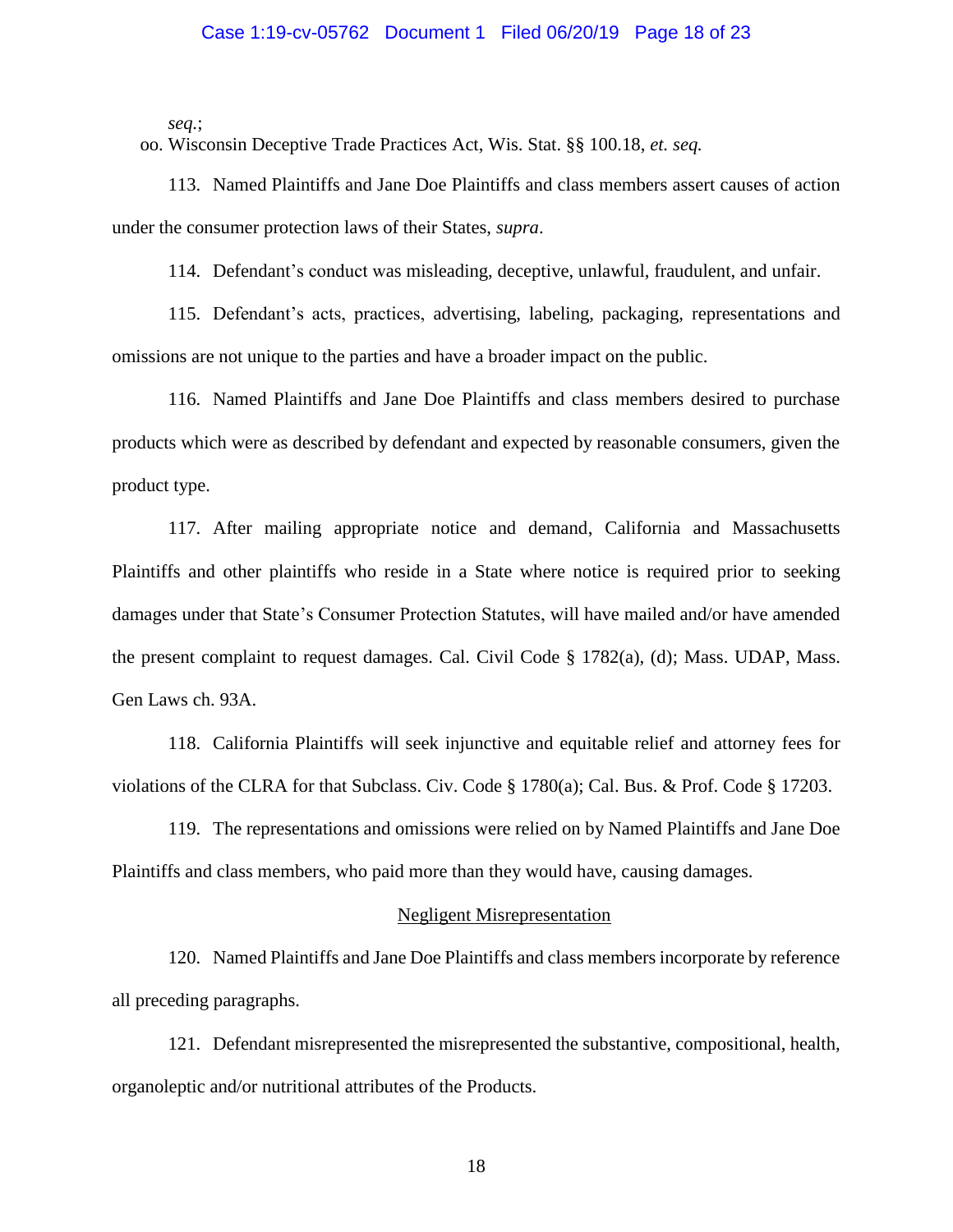*seq.*;

oo. Wisconsin Deceptive Trade Practices Act, Wis. Stat. §§ 100.18, *et. seq.*

113. Named Plaintiffs and Jane Doe Plaintiffs and class members assert causes of action under the consumer protection laws of their States, *supra*.

114. Defendant's conduct was misleading, deceptive, unlawful, fraudulent, and unfair.

115. Defendant's acts, practices, advertising, labeling, packaging, representations and omissions are not unique to the parties and have a broader impact on the public.

116. Named Plaintiffs and Jane Doe Plaintiffs and class members desired to purchase products which were as described by defendant and expected by reasonable consumers, given the product type.

117. After mailing appropriate notice and demand, California and Massachusetts Plaintiffs and other plaintiffs who reside in a State where notice is required prior to seeking damages under that State's Consumer Protection Statutes, will have mailed and/or have amended the present complaint to request damages. Cal. Civil Code § 1782(a), (d); Mass. UDAP, Mass. Gen Laws ch. 93A.

118. California Plaintiffs will seek injunctive and equitable relief and attorney fees for violations of the CLRA for that Subclass. Civ. Code § 1780(a); Cal. Bus. & Prof. Code § 17203.

119. The representations and omissions were relied on by Named Plaintiffs and Jane Doe Plaintiffs and class members, who paid more than they would have, causing damages.

## Negligent Misrepresentation

120. Named Plaintiffs and Jane Doe Plaintiffs and class members incorporate by reference all preceding paragraphs.

121. Defendant misrepresented the misrepresented the substantive, compositional, health, organoleptic and/or nutritional attributes of the Products.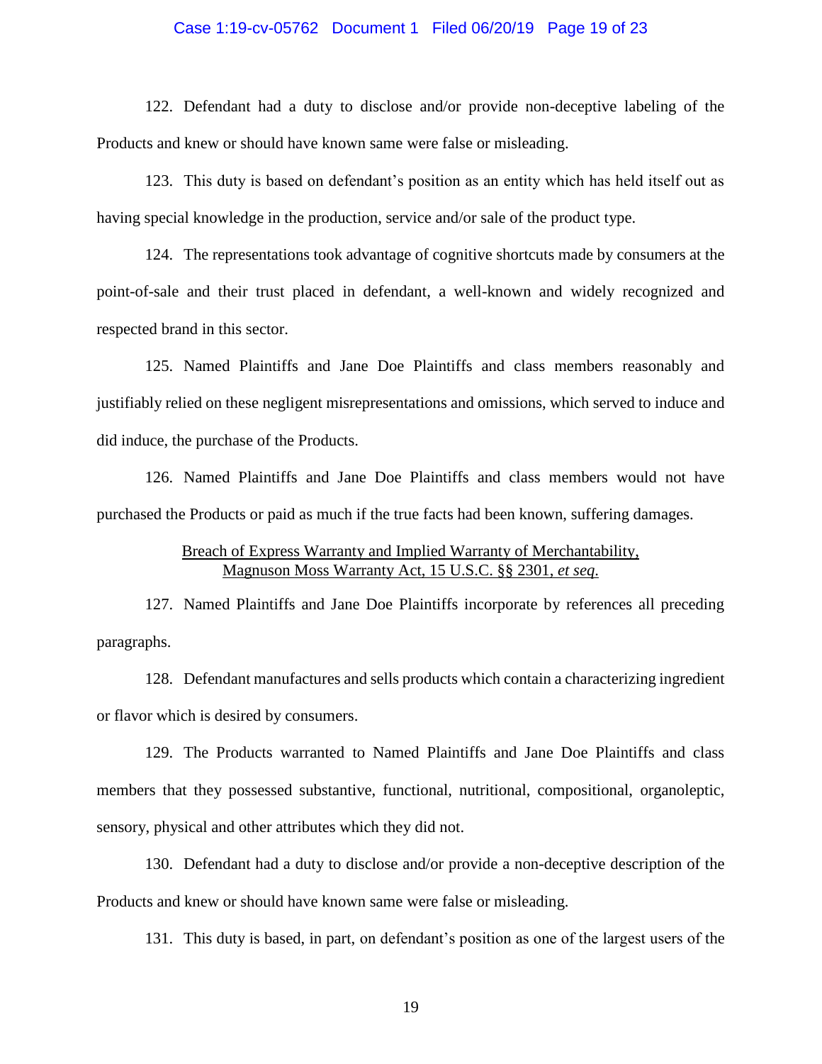122. Defendant had a duty to disclose and/or provide non-deceptive labeling of the Products and knew or should have known same were false or misleading.

123. This duty is based on defendant's position as an entity which has held itself out as having special knowledge in the production, service and/or sale of the product type.

124. The representations took advantage of cognitive shortcuts made by consumers at the point-of-sale and their trust placed in defendant, a well-known and widely recognized and respected brand in this sector.

125. Named Plaintiffs and Jane Doe Plaintiffs and class members reasonably and justifiably relied on these negligent misrepresentations and omissions, which served to induce and did induce, the purchase of the Products.

126. Named Plaintiffs and Jane Doe Plaintiffs and class members would not have purchased the Products or paid as much if the true facts had been known, suffering damages.

<u>Breach of Express Warranty and Implied Warranty of Merchantability,
Magnuson Moss Warranty Act, 15 U.S.C. §§ 2301, *et seq.*</u>

127. Named Plaintiffs and Jane Doe Plaintiffs incorporate by references all preceding paragraphs.

128. Defendant manufactures and sells products which contain a characterizing ingredient or flavor which is desired by consumers.

129. The Products warranted to Named Plaintiffs and Jane Doe Plaintiffs and class members that they possessed substantive, functional, nutritional, compositional, organoleptic, sensory, physical and other attributes which they did not.

130. Defendant had a duty to disclose and/or provide a non-deceptive description of the Products and knew or should have known same were false or misleading.

131. This duty is based, in part, on defendant's position as one of the largest users of the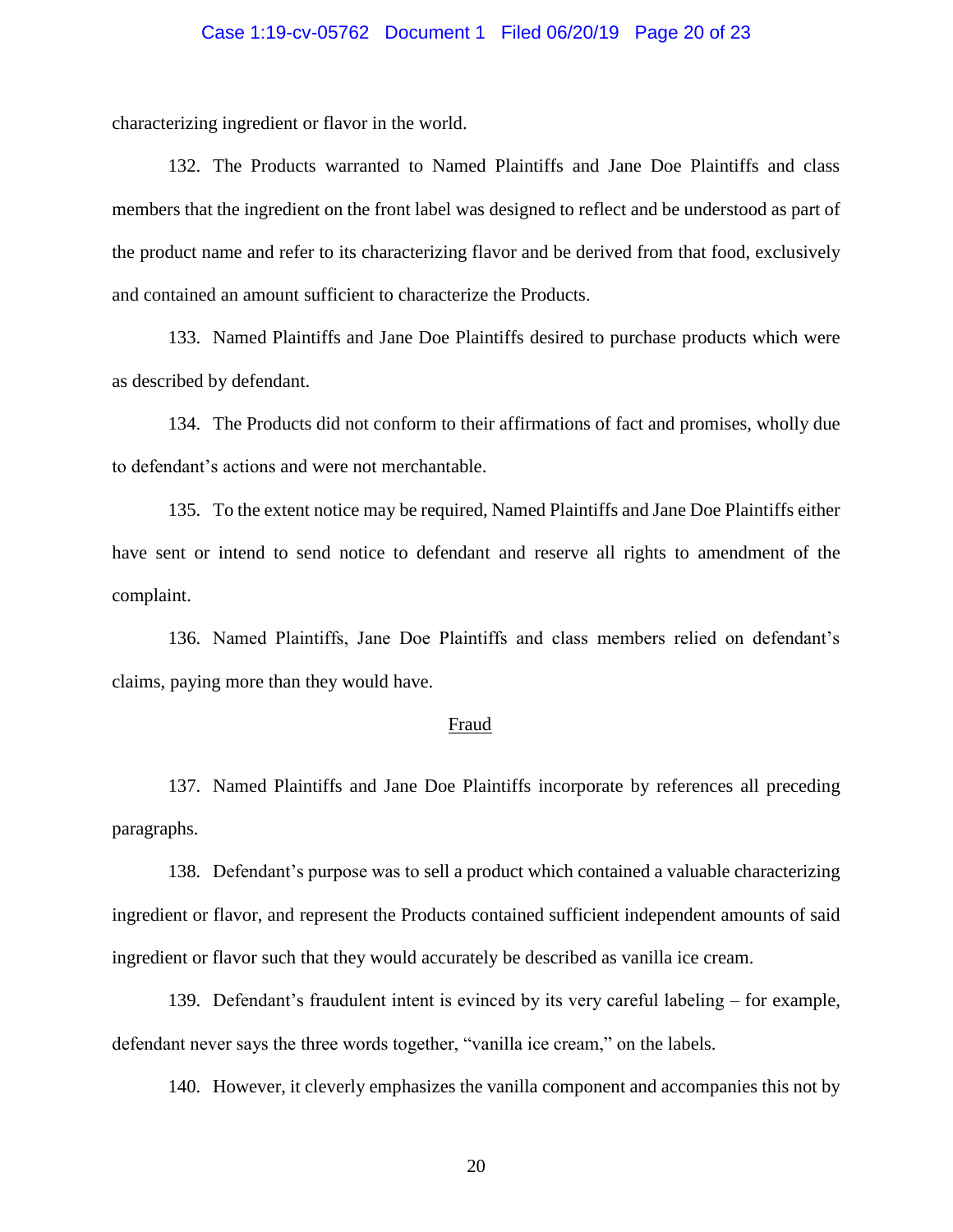characterizing ingredient or flavor in the world.

132. The Products warranted to Named Plaintiffs and Jane Doe Plaintiffs and class members that the ingredient on the front label was designed to reflect and be understood as part of the product name and refer to its characterizing flavor and be derived from that food, exclusively and contained an amount sufficient to characterize the Products.

133. Named Plaintiffs and Jane Doe Plaintiffs desired to purchase products which were as described by defendant.

134. The Products did not conform to their affirmations of fact and promises, wholly due to defendant's actions and were not merchantable.

135. To the extent notice may be required, Named Plaintiffs and Jane Doe Plaintiffs either have sent or intend to send notice to defendant and reserve all rights to amendment of the complaint.

136. Named Plaintiffs, Jane Doe Plaintiffs and class members relied on defendant's claims, paying more than they would have.

<u>Fraud</u>

137. Named Plaintiffs and Jane Doe Plaintiffs incorporate by references all preceding paragraphs.

138. Defendant's purpose was to sell a product which contained a valuable characterizing ingredient or flavor, and represent the Products contained sufficient independent amounts of said ingredient or flavor such that they would accurately be described as vanilla ice cream.

139. Defendant's fraudulent intent is evinced by its very careful labeling – for example, defendant never says the three words together, "vanilla ice cream," on the labels.

140. However, it cleverly emphasizes the vanilla component and accompanies this not by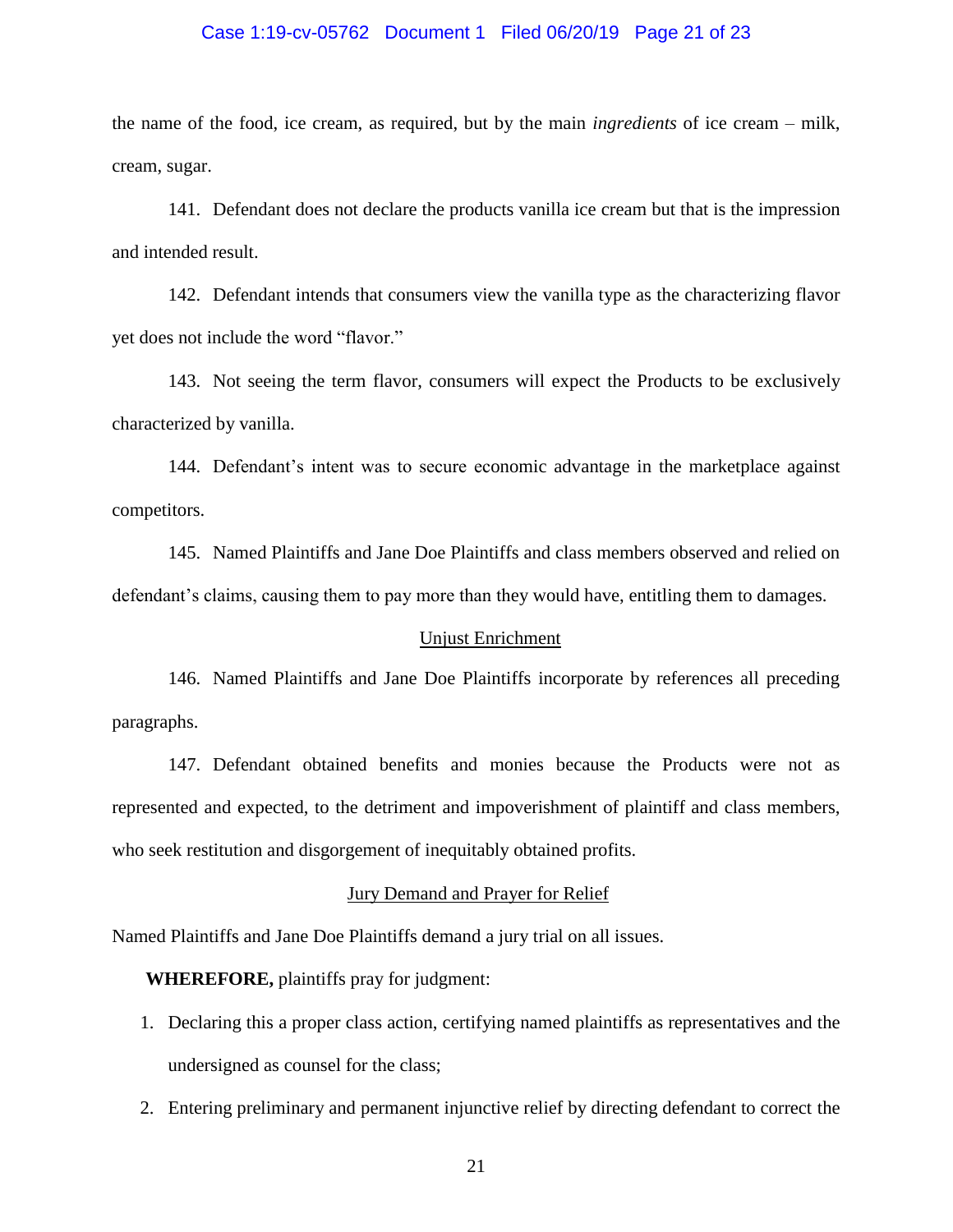the name of the food, ice cream, as required, but by the main *ingredients* of ice cream – milk, cream, sugar.

141. Defendant does not declare the products vanilla ice cream but that is the impression and intended result.

142. Defendant intends that consumers view the vanilla type as the characterizing flavor yet does not include the word "flavor."

143. Not seeing the term flavor, consumers will expect the Products to be exclusively characterized by vanilla.

144. Defendant's intent was to secure economic advantage in the marketplace against competitors.

145. Named Plaintiffs and Jane Doe Plaintiffs and class members observed and relied on defendant's claims, causing them to pay more than they would have, entitling them to damages.

<u>Unjust Enrichment</u>

146. Named Plaintiffs and Jane Doe Plaintiffs incorporate by references all preceding paragraphs.

147. Defendant obtained benefits and monies because the Products were not as represented and expected, to the detriment and impoverishment of plaintiff and class members, who seek restitution and disgorgement of inequitably obtained profits.

<u>Jury Demand and Prayer for Relief</u>

Named Plaintiffs and Jane Doe Plaintiffs demand a jury trial on all issues.

**WHEREFORE,** plaintiffs pray for judgment:

1. Declaring this a proper class action, certifying named plaintiffs as representatives and the undersigned as counsel for the class;
2. Entering preliminary and permanent injunctive relief by directing defendant to correct the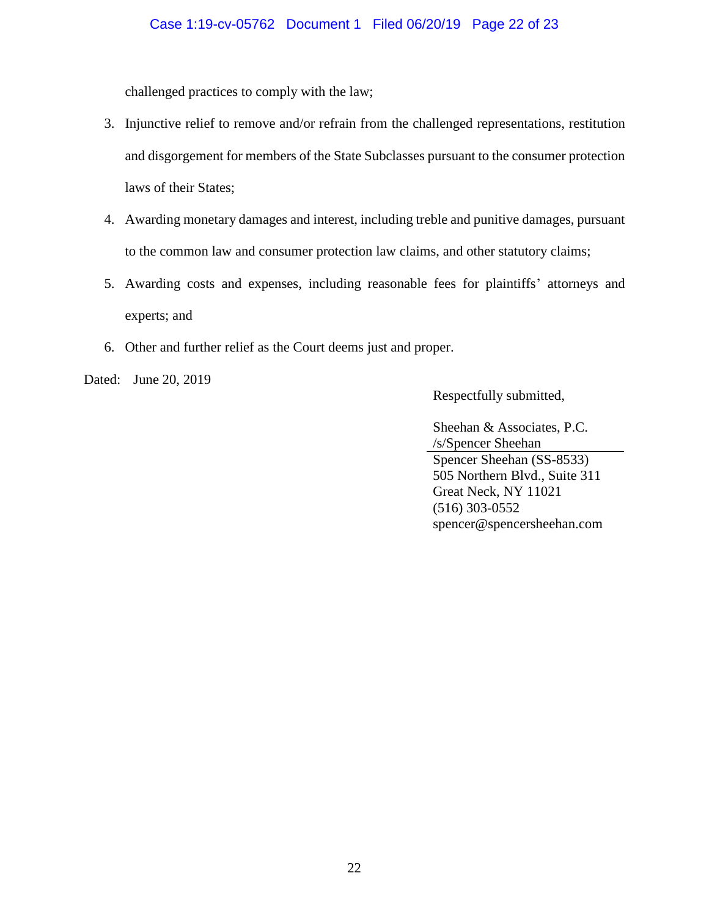challenged practices to comply with the law;

3. Injunctive relief to remove and/or refrain from the challenged representations, restitution and disgorgement for members of the State Subclasses pursuant to the consumer protection laws of their States;
4. Awarding monetary damages and interest, including treble and punitive damages, pursuant to the common law and consumer protection law claims, and other statutory claims;
5. Awarding costs and expenses, including reasonable fees for plaintiffs' attorneys and experts; and
6. Other and further relief as the Court deems just and proper.

Dated: June 20, 2019

Respectfully submitted,

Sheehan & Associates, P.C.
/s/Spencer Sheehan
Spencer Sheehan (SS-8533)
505 Northern Blvd., Suite 311
Great Neck, NY 11021
(516) 303-0552
spencer@spencersheehan.com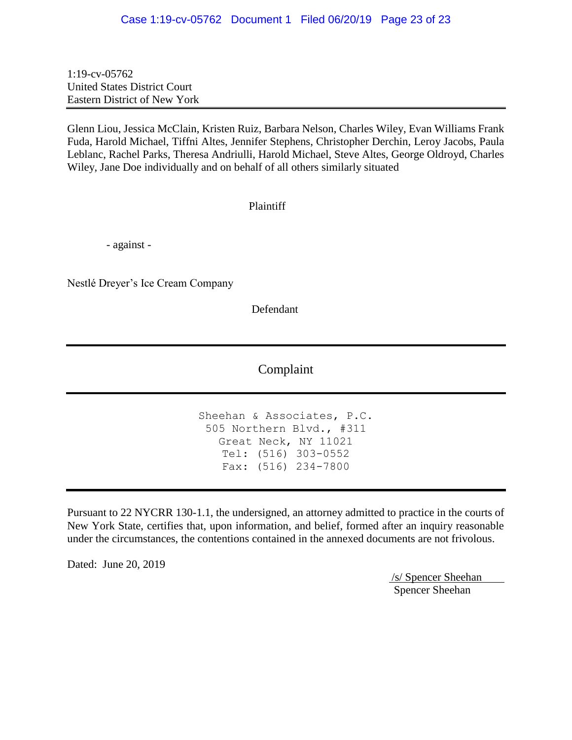1:19-cv-05762
United States District Court
Eastern District of New York

---

Glenn Liou, Jessica McClain, Kristen Ruiz, Barbara Nelson, Charles Wiley, Evan Williams Frank Fuda, Harold Michael, Tiffni Altes, Jennifer Stephens, Christopher Derchin, Leroy Jacobs, Paula Leblanc, Rachel Parks, Theresa Andriulli, Harold Michael, Steve Altes, George Oldroyd, Charles Wiley, Jane Doe individually and on behalf of all others similarly situated

Plaintiff

- against -

Nestlé Dreyer's Ice Cream Company

Defendant

---

Complaint

---

Sheehan & Associates, P.C.
505 Northern Blvd., #311
Great Neck, NY 11021
Tel: (516) 303-0552
Fax: (516) 234-7800

---

Pursuant to 22 NYCRR 130-1.1, the undersigned, an attorney admitted to practice in the courts of New York State, certifies that, upon information, and belief, formed after an inquiry reasonable under the circumstances, the contentions contained in the annexed documents are not frivolous.

Dated: June 20, 2019

/s/ Spencer Sheehan
Spencer Sheehan